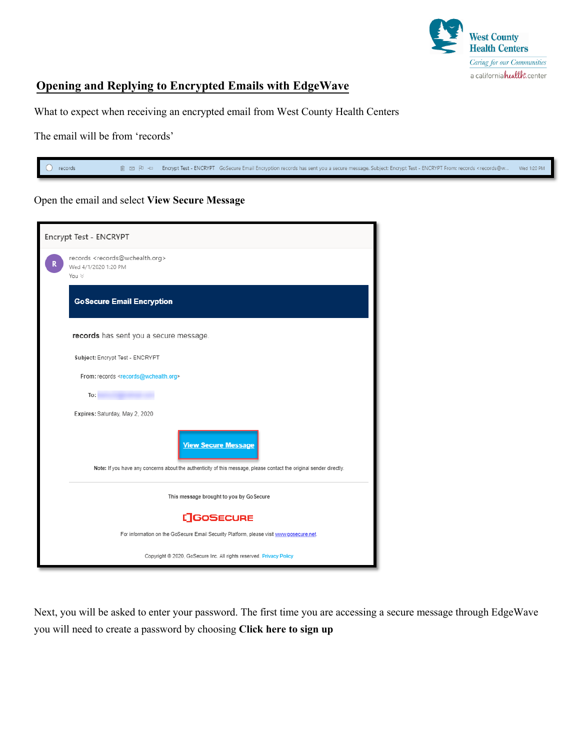West County Health Centers
Caring for our Communities
a californiahealth+center

# Opening and Replying to Encrypted Emails with EdgeWave

What to expect when receiving an encrypted email from West County Health Centers

The email will be from 'records'

Open the email and select **View Secure Message**

Next, you will be asked to enter your password. The first time you are accessing a secure message through EdgeWave you will need to create a password by choosing **Click here to sign up**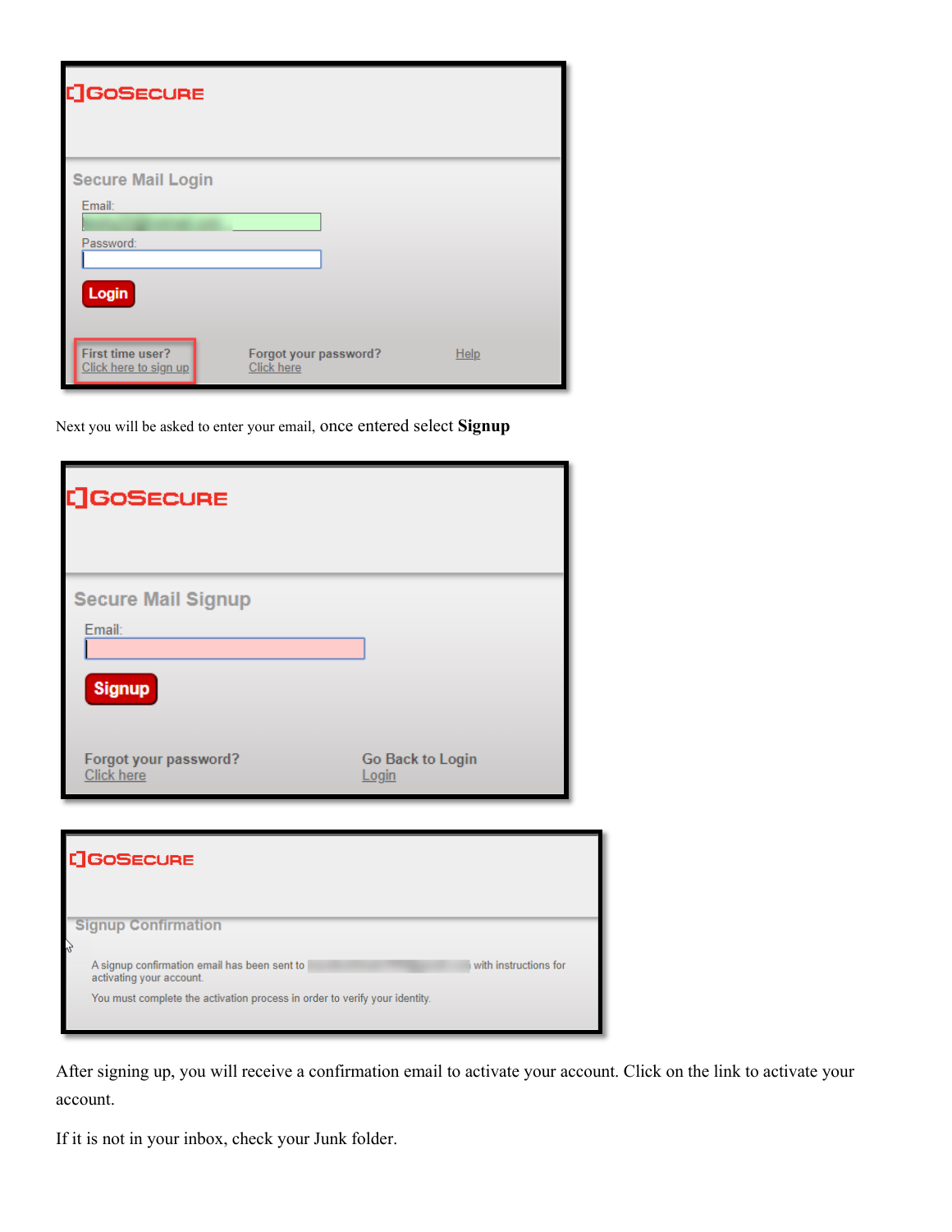Next you will be asked to enter your email, once entered select **Signup**

After signing up, you will receive a confirmation email to activate your account. Click on the link to activate your account.

If it is not in your inbox, check your Junk folder.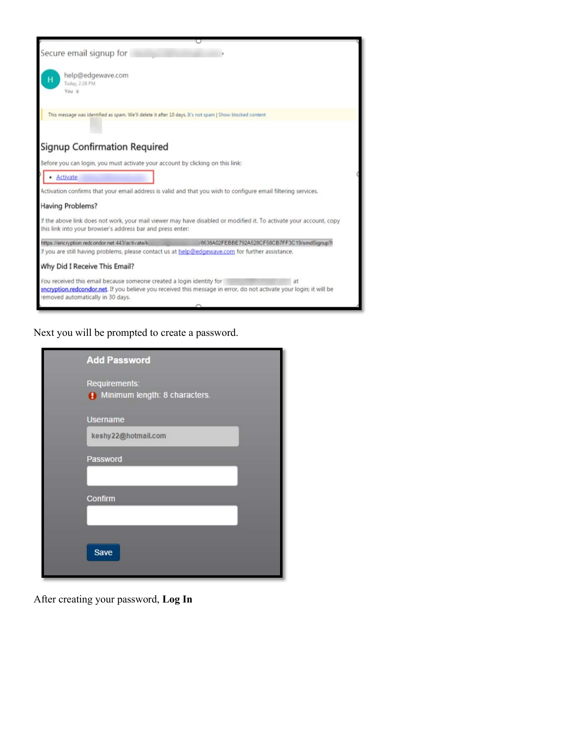Secure email signup for

help@edgewave.com
Today, 2:28 PM
You

This message was identified as spam. We'll delete it after 10 days. It's not spam | Show blocked content

## Signup Confirmation Required

Before you can login, you must activate your account by clicking on this link:

- Activate

Activation confirms that your email address is valid and that you wish to configure email filtering services.

### Having Problems?

If the above link does not work, your mail viewer may have disabled or modified it. To activate your account, copy this link into your browser's address bar and press enter:

https://encryption.redcondor.net:443/activate/k /8638A02FEBBE792A528CF58CB7FF3C19/smdSignup?
If you are still having problems, please contact us at help@edgewave.com for further assistance.

### Why Did I Receive This Email?

You received this email because someone created a login identity for at encryption.redcondor.net. If you believe you received this message in error, do not activate your login; it will be removed automatically in 30 days.

Next you will be prompted to create a password.

**Add Password**

Requirements:
Minimum length: 8 characters.

Username
keshy22@hotmail.com

Password

Confirm

Save

After creating your password, **Log In**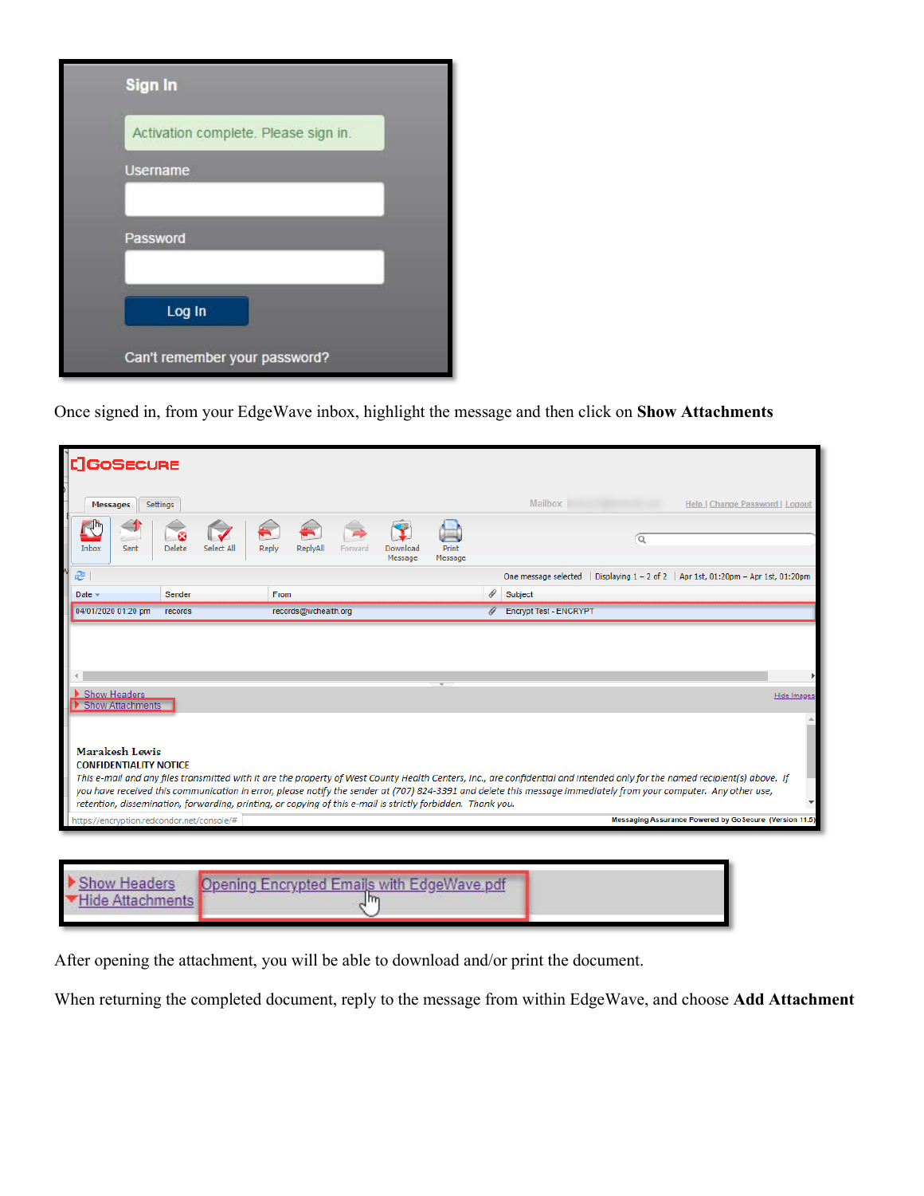Once signed in, from your EdgeWave inbox, highlight the message and then click on **Show Attachments**

After opening the attachment, you will be able to download and/or print the document.

When returning the completed document, reply to the message from within EdgeWave, and choose **Add Attachment**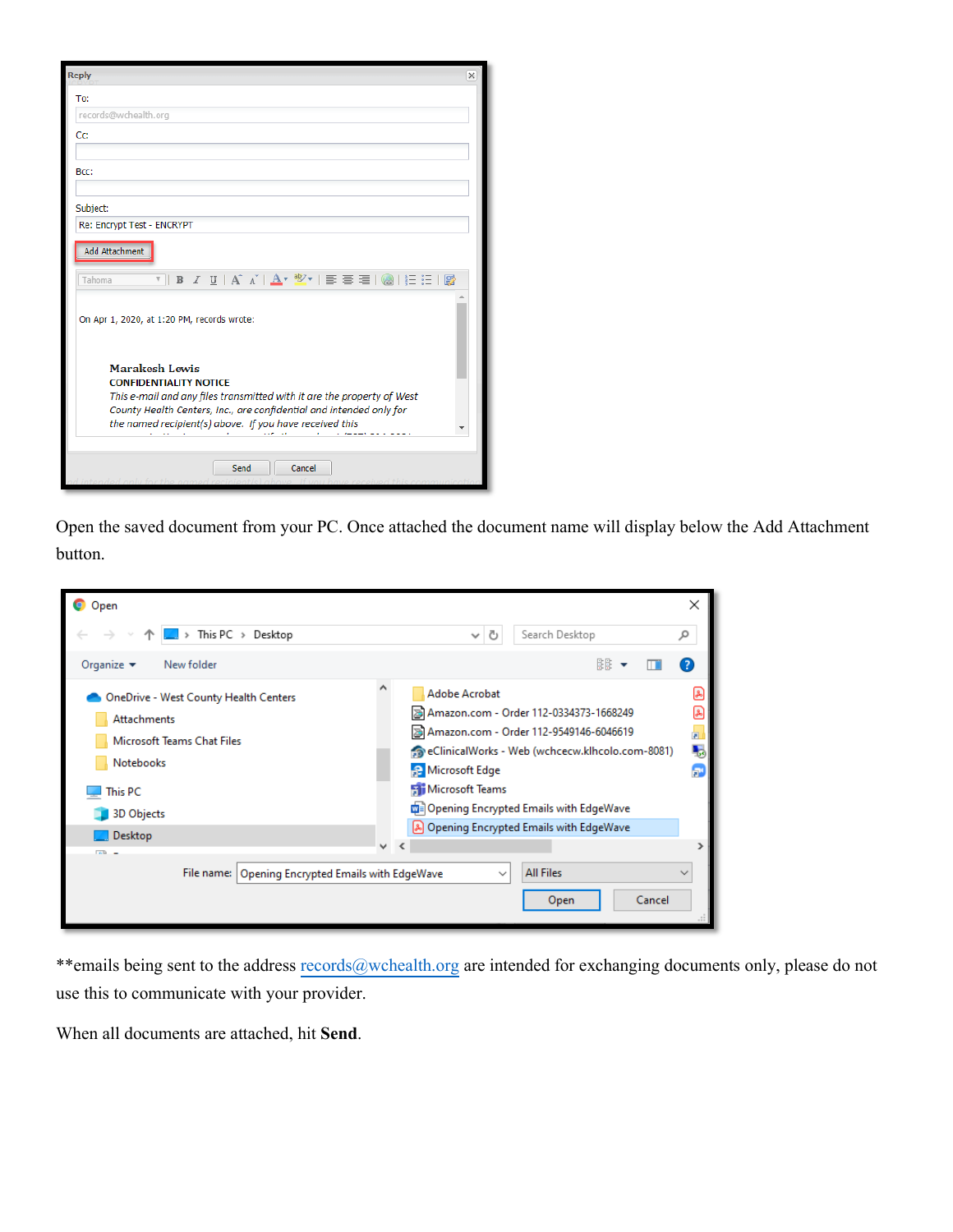Open the saved document from your PC. Once attached the document name will display below the Add Attachment button.

**emails being sent to the address records@wchealth.org are intended for exchanging documents only, please do not use this to communicate with your provider.

When all documents are attached, hit **Send**.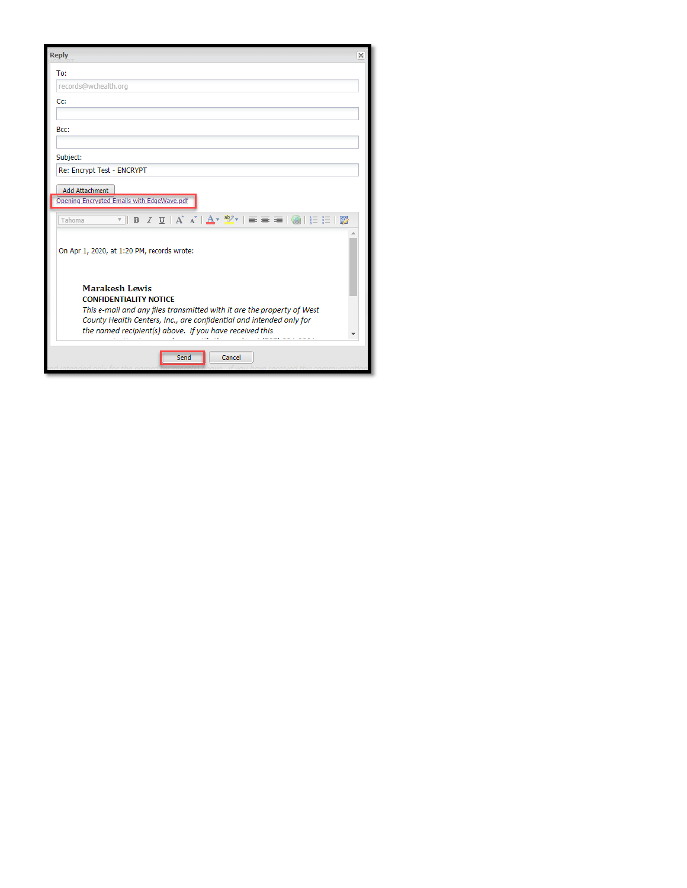Reply

To:

records@wchealth.org

Cc:

Bcc:

Subject:

Re: Encrypt Test - ENCRYPT

Add Attachment

Opening Encrypted Emails with EdgeWave.pdf

Tahoma

On Apr 1, 2020, at 1:20 PM, records wrote:

**Marakesh Lewis**

**CONFIDENTIALITY NOTICE**

*This e-mail and any files transmitted with it are the property of West County Health Centers, Inc., are confidential and intended only for the named recipient(s) above. If you have received this*

Send

Cancel